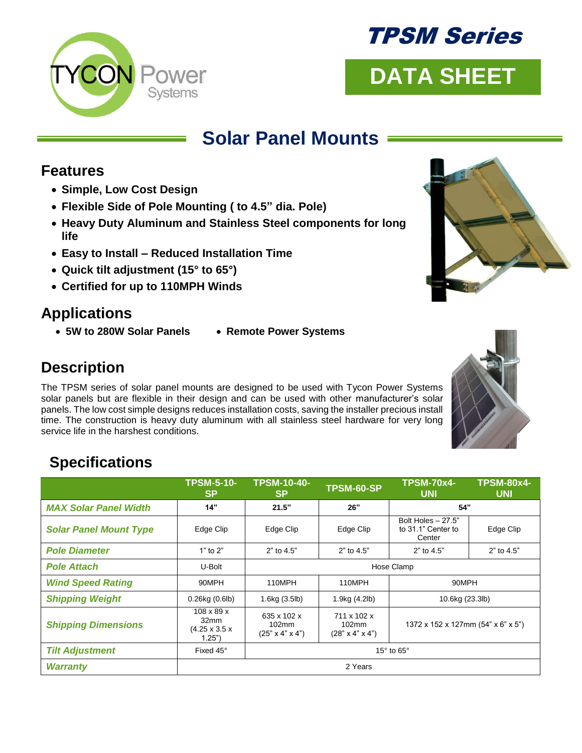# TPSM Series

# DATA SHEET

## Solar Panel Mounts

### Features

- **Simple, Low Cost Design**
- **Flexible Side of Pole Mounting ( to 4.5" dia. Pole)**
- **Heavy Duty Aluminum and Stainless Steel components for long life**
- **Easy to Install – Reduced Installation Time**
- **Quick tilt adjustment (15° to 65°)**
- **Certified for up to 110MPH Winds**

### Applications

- **5W to 280W Solar Panels**
- **Remote Power Systems**

### Description

The TPSM series of solar panel mounts are designed to be used with Tycon Power Systems solar panels but are flexible in their design and can be used with other manufacturer's solar panels. The low cost simple designs reduces installation costs, saving the installer precious install time. The construction is heavy duty aluminum with all stainless steel hardware for very long service life in the harshest conditions.

### Specifications

| | TPSM-5-10-SP | TPSM-10-40-SP | TPSM-60-SP | TPSM-70x4-UNI | TPSM-80x4-UNI |
|---|---|---|---|---|---|
| ***MAX Solar Panel Width*** | **14"** | **21.5"** | **26"** | **54"** | |
| ***Solar Panel Mount Type*** | Edge Clip | Edge Clip | Edge Clip | Bolt Holes – 27.5" to 31.1" Center to Center | Edge Clip |
| ***Pole Diameter*** | 1" to 2" | 2" to 4.5" | 2" to 4.5" | 2" to 4.5" | 2" to 4.5" |
| ***Pole Attach*** | U-Bolt | Hose Clamp | | | |
| ***Wind Speed Rating*** | 90MPH | 110MPH | 110MPH | 90MPH | |
| ***Shipping Weight*** | 0.26kg (0.6lb) | 1.6kg (3.5lb) | 1.9kg (4.2lb) | 10.6kg (23.3lb) | |
| ***Shipping Dimensions*** | 108 x 89 x 32mm (4.25 x 3.5 x 1.25") | 635 x 102 x 102mm (25" x 4" x 4") | 711 x 102 x 102mm (28" x 4" x 4") | 1372 x 152 x 127mm (54" x 6" x 5") | |
| ***Tilt Adjustment*** | Fixed 45° | 15° to 65° | | | |
| ***Warranty*** | 2 Years | | | | |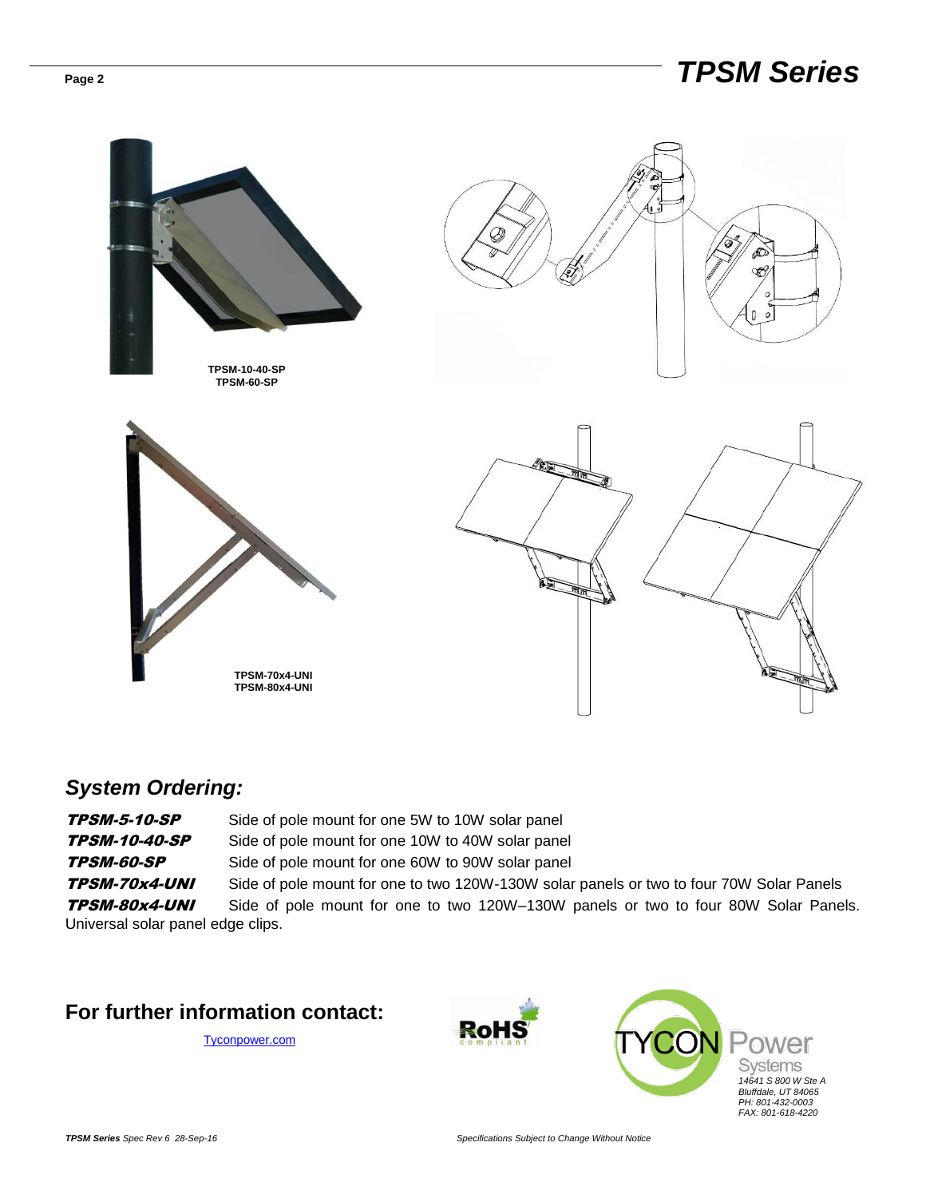TPSM-10-40-SP
TPSM-60-SP

TPSM-70x4-UNI
TPSM-80x4-UNI

## System Ordering:

***TPSM-5-10-SP*** Side of pole mount for one 5W to 10W solar panel

***TPSM-10-40-SP*** Side of pole mount for one 10W to 40W solar panel

***TPSM-60-SP*** Side of pole mount for one 60W to 90W solar panel

***TPSM-70x4-UNI*** Side of pole mount for one to two 120W-130W solar panels or two to four 70W Solar Panels

***TPSM-80x4-UNI*** Side of pole mount for one to two 120W–130W panels or two to four 80W Solar Panels. Universal solar panel edge clips.

## For further information contact:

[Tyconpower.com](Tyconpower.com)

TYCON Power Systems
*14641 S 800 W Ste A*
*Bluffdale, UT 84065*
*PH: 801-432-0003*
*FAX: 801-618-4220*

***TPSM Series*** *Spec Rev 6 28-Sep-16*

*Specifications Subject to Change Without Notice*